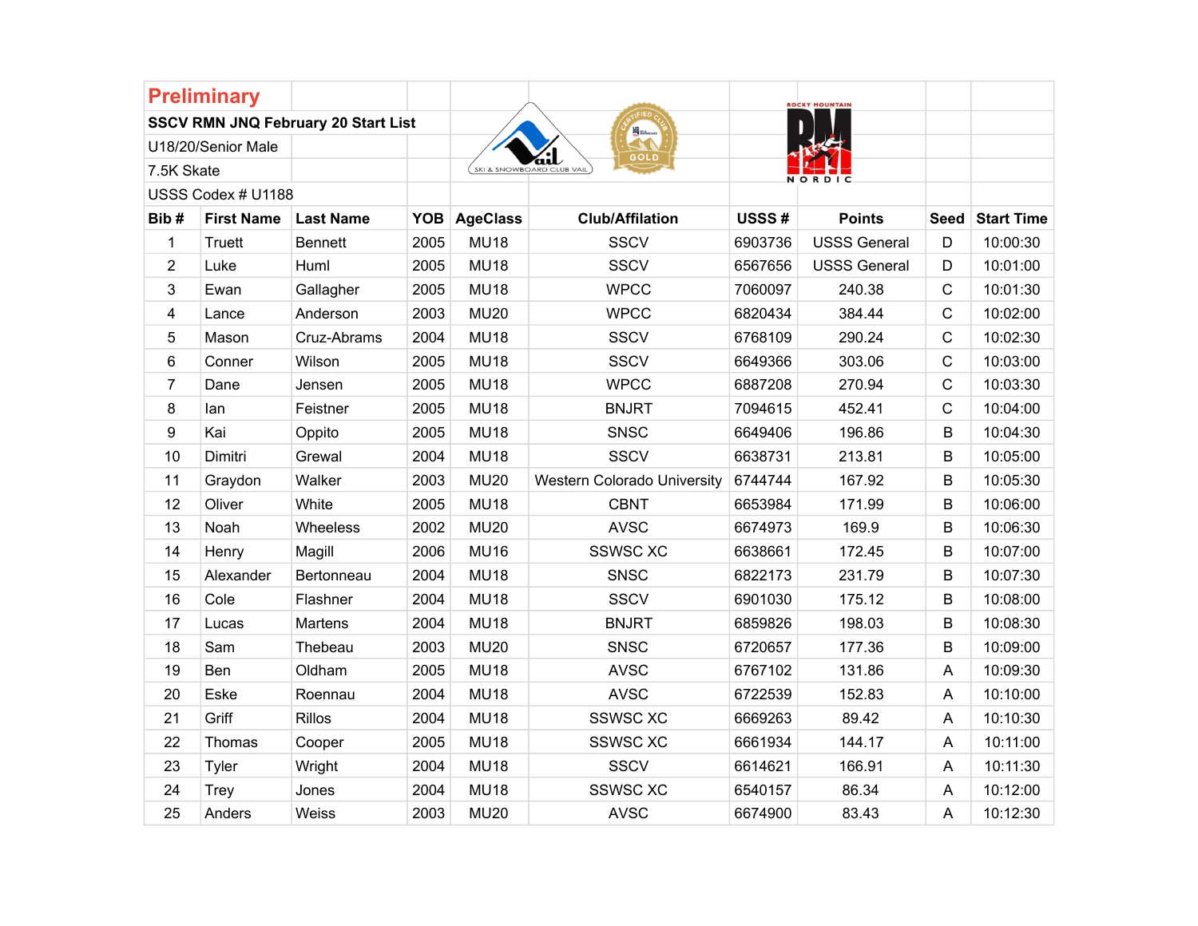**Preliminary**

**SSCV RMN JNQ February 20 Start List**

U18/20/Senior Male

7.5K Skate

USSS Codex # U1188

| Bib # | First Name | Last Name | YOB | AgeClass | Club/Affilation | USSS # | Points | Seed | Start Time |
|---|---|---|---|---|---|---|---|---|---|
| 1 | Truett | Bennett | 2005 | MU18 | SSCV | 6903736 | USSS General | D | 10:00:30 |
| 2 | Luke | Huml | 2005 | MU18 | SSCV | 6567656 | USSS General | D | 10:01:00 |
| 3 | Ewan | Gallagher | 2005 | MU18 | WPCC | 7060097 | 240.38 | C | 10:01:30 |
| 4 | Lance | Anderson | 2003 | MU20 | WPCC | 6820434 | 384.44 | C | 10:02:00 |
| 5 | Mason | Cruz-Abrams | 2004 | MU18 | SSCV | 6768109 | 290.24 | C | 10:02:30 |
| 6 | Conner | Wilson | 2005 | MU18 | SSCV | 6649366 | 303.06 | C | 10:03:00 |
| 7 | Dane | Jensen | 2005 | MU18 | WPCC | 6887208 | 270.94 | C | 10:03:30 |
| 8 | Ian | Feistner | 2005 | MU18 | BNJRT | 7094615 | 452.41 | C | 10:04:00 |
| 9 | Kai | Oppito | 2005 | MU18 | SNSC | 6649406 | 196.86 | B | 10:04:30 |
| 10 | Dimitri | Grewal | 2004 | MU18 | SSCV | 6638731 | 213.81 | B | 10:05:00 |
| 11 | Graydon | Walker | 2003 | MU20 | Western Colorado University | 6744744 | 167.92 | B | 10:05:30 |
| 12 | Oliver | White | 2005 | MU18 | CBNT | 6653984 | 171.99 | B | 10:06:00 |
| 13 | Noah | Wheeless | 2002 | MU20 | AVSC | 6674973 | 169.9 | B | 10:06:30 |
| 14 | Henry | Magill | 2006 | MU16 | SSWSC XC | 6638661 | 172.45 | B | 10:07:00 |
| 15 | Alexander | Bertonneau | 2004 | MU18 | SNSC | 6822173 | 231.79 | B | 10:07:30 |
| 16 | Cole | Flashner | 2004 | MU18 | SSCV | 6901030 | 175.12 | B | 10:08:00 |
| 17 | Lucas | Martens | 2004 | MU18 | BNJRT | 6859826 | 198.03 | B | 10:08:30 |
| 18 | Sam | Thebeau | 2003 | MU20 | SNSC | 6720657 | 177.36 | B | 10:09:00 |
| 19 | Ben | Oldham | 2005 | MU18 | AVSC | 6767102 | 131.86 | A | 10:09:30 |
| 20 | Eske | Roennau | 2004 | MU18 | AVSC | 6722539 | 152.83 | A | 10:10:00 |
| 21 | Griff | Rillos | 2004 | MU18 | SSWSC XC | 6669263 | 89.42 | A | 10:10:30 |
| 22 | Thomas | Cooper | 2005 | MU18 | SSWSC XC | 6661934 | 144.17 | A | 10:11:00 |
| 23 | Tyler | Wright | 2004 | MU18 | SSCV | 6614621 | 166.91 | A | 10:11:30 |
| 24 | Trey | Jones | 2004 | MU18 | SSWSC XC | 6540157 | 86.34 | A | 10:12:00 |
| 25 | Anders | Weiss | 2003 | MU20 | AVSC | 6674900 | 83.43 | A | 10:12:30 |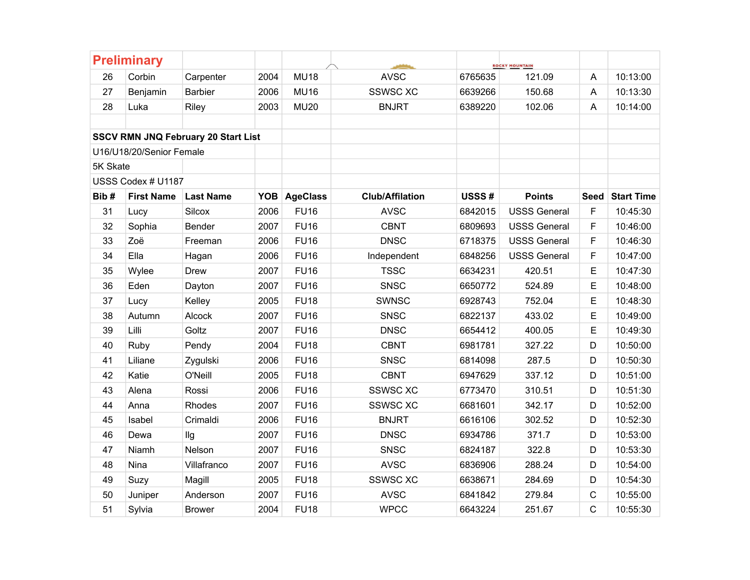**Preliminary**

| | | | | | | | | | |
|---|---|---|---|---|---|---|---|---|---|
| 26 | Corbin | Carpenter | 2004 | MU18 | AVSC | 6765635 | 121.09 | A | 10:13:00 |
| 27 | Benjamin | Barbier | 2006 | MU16 | SSWSC XC | 6639266 | 150.68 | A | 10:13:30 |
| 28 | Luka | Riley | 2003 | MU20 | BNJRT | 6389220 | 102.06 | A | 10:14:00 |

**SSCV RMN JNQ February 20 Start List**

U16/U18/20/Senior Female

5K Skate

USSS Codex # U1187

| Bib # | First Name | Last Name | YOB | AgeClass | Club/Affilation | USSS # | Points | Seed | Start Time |
|---|---|---|---|---|---|---|---|---|---|
| 31 | Lucy | Silcox | 2006 | FU16 | AVSC | 6842015 | USSS General | F | 10:45:30 |
| 32 | Sophia | Bender | 2007 | FU16 | CBNT | 6809693 | USSS General | F | 10:46:00 |
| 33 | Zoë | Freeman | 2006 | FU16 | DNSC | 6718375 | USSS General | F | 10:46:30 |
| 34 | Ella | Hagan | 2006 | FU16 | Independent | 6848256 | USSS General | F | 10:47:00 |
| 35 | Wylee | Drew | 2007 | FU16 | TSSC | 6634231 | 420.51 | E | 10:47:30 |
| 36 | Eden | Dayton | 2007 | FU16 | SNSC | 6650772 | 524.89 | E | 10:48:00 |
| 37 | Lucy | Kelley | 2005 | FU18 | SWNSC | 6928743 | 752.04 | E | 10:48:30 |
| 38 | Autumn | Alcock | 2007 | FU16 | SNSC | 6822137 | 433.02 | E | 10:49:00 |
| 39 | Lilli | Goltz | 2007 | FU16 | DNSC | 6654412 | 400.05 | E | 10:49:30 |
| 40 | Ruby | Pendy | 2004 | FU18 | CBNT | 6981781 | 327.22 | D | 10:50:00 |
| 41 | Liliane | Zygulski | 2006 | FU16 | SNSC | 6814098 | 287.5 | D | 10:50:30 |
| 42 | Katie | O'Neill | 2005 | FU18 | CBNT | 6947629 | 337.12 | D | 10:51:00 |
| 43 | Alena | Rossi | 2006 | FU16 | SSWSC XC | 6773470 | 310.51 | D | 10:51:30 |
| 44 | Anna | Rhodes | 2007 | FU16 | SSWSC XC | 6681601 | 342.17 | D | 10:52:00 |
| 45 | Isabel | Crimaldi | 2006 | FU16 | BNJRT | 6616106 | 302.52 | D | 10:52:30 |
| 46 | Dewa | Ilg | 2007 | FU16 | DNSC | 6934786 | 371.7 | D | 10:53:00 |
| 47 | Niamh | Nelson | 2007 | FU16 | SNSC | 6824187 | 322.8 | D | 10:53:30 |
| 48 | Nina | Villafranco | 2007 | FU16 | AVSC | 6836906 | 288.24 | D | 10:54:00 |
| 49 | Suzy | Magill | 2005 | FU18 | SSWSC XC | 6638671 | 284.69 | D | 10:54:30 |
| 50 | Juniper | Anderson | 2007 | FU16 | AVSC | 6841842 | 279.84 | C | 10:55:00 |
| 51 | Sylvia | Brower | 2004 | FU18 | WPCC | 6643224 | 251.67 | C | 10:55:30 |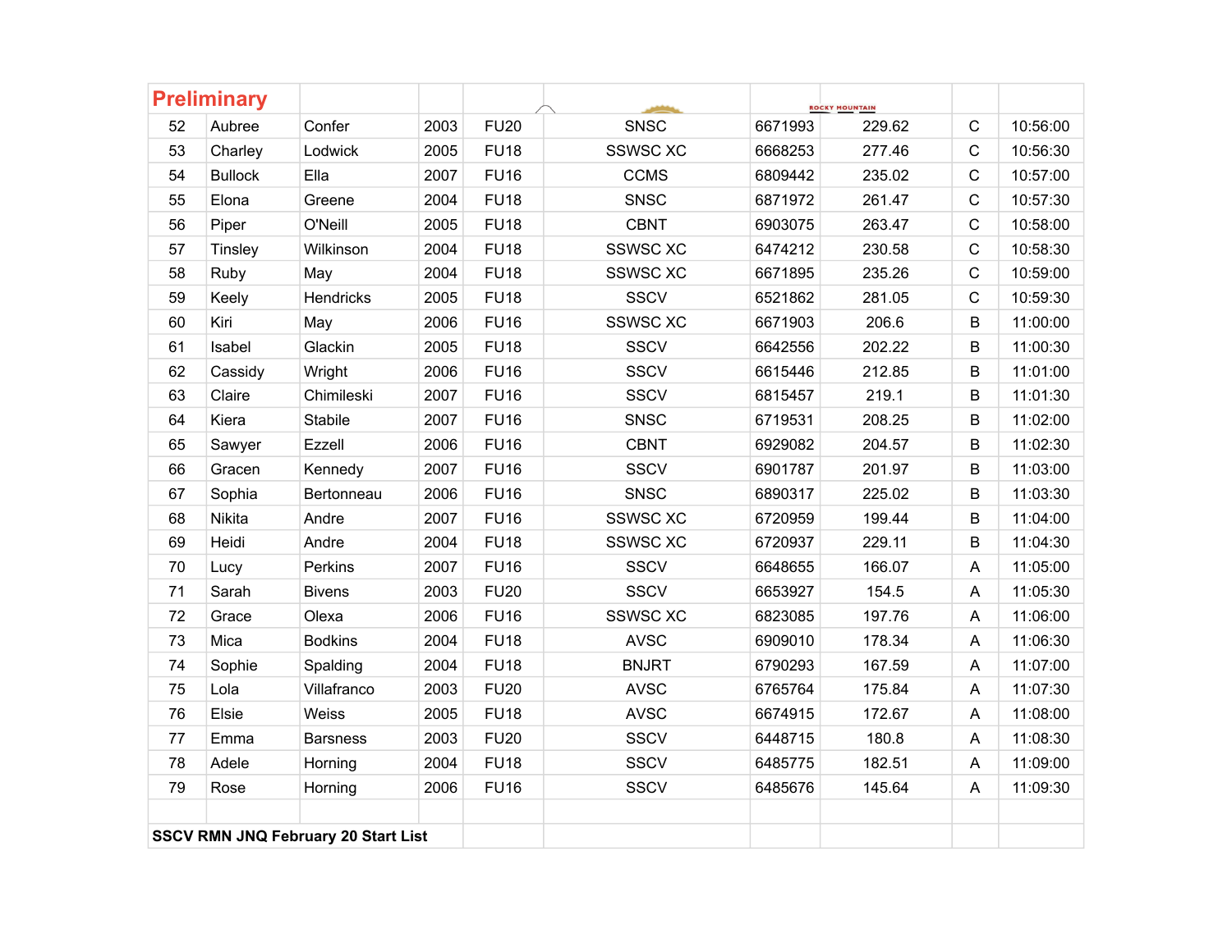**Preliminary**

| | | | | | | | | | |
|---|---|---|---|---|---|---|---|---|---|
| 52 | Aubree | Confer | 2003 | FU20 | SNSC | 6671993 | 229.62 | C | 10:56:00 |
| 53 | Charley | Lodwick | 2005 | FU18 | SSWSC XC | 6668253 | 277.46 | C | 10:56:30 |
| 54 | Bullock | Ella | 2007 | FU16 | CCMS | 6809442 | 235.02 | C | 10:57:00 |
| 55 | Elona | Greene | 2004 | FU18 | SNSC | 6871972 | 261.47 | C | 10:57:30 |
| 56 | Piper | O'Neill | 2005 | FU18 | CBNT | 6903075 | 263.47 | C | 10:58:00 |
| 57 | Tinsley | Wilkinson | 2004 | FU18 | SSWSC XC | 6474212 | 230.58 | C | 10:58:30 |
| 58 | Ruby | May | 2004 | FU18 | SSWSC XC | 6671895 | 235.26 | C | 10:59:00 |
| 59 | Keely | Hendricks | 2005 | FU18 | SSCV | 6521862 | 281.05 | C | 10:59:30 |
| 60 | Kiri | May | 2006 | FU16 | SSWSC XC | 6671903 | 206.6 | B | 11:00:00 |
| 61 | Isabel | Glackin | 2005 | FU18 | SSCV | 6642556 | 202.22 | B | 11:00:30 |
| 62 | Cassidy | Wright | 2006 | FU16 | SSCV | 6615446 | 212.85 | B | 11:01:00 |
| 63 | Claire | Chimileski | 2007 | FU16 | SSCV | 6815457 | 219.1 | B | 11:01:30 |
| 64 | Kiera | Stabile | 2007 | FU16 | SNSC | 6719531 | 208.25 | B | 11:02:00 |
| 65 | Sawyer | Ezzell | 2006 | FU16 | CBNT | 6929082 | 204.57 | B | 11:02:30 |
| 66 | Gracen | Kennedy | 2007 | FU16 | SSCV | 6901787 | 201.97 | B | 11:03:00 |
| 67 | Sophia | Bertonneau | 2006 | FU16 | SNSC | 6890317 | 225.02 | B | 11:03:30 |
| 68 | Nikita | Andre | 2007 | FU16 | SSWSC XC | 6720959 | 199.44 | B | 11:04:00 |
| 69 | Heidi | Andre | 2004 | FU18 | SSWSC XC | 6720937 | 229.11 | B | 11:04:30 |
| 70 | Lucy | Perkins | 2007 | FU16 | SSCV | 6648655 | 166.07 | A | 11:05:00 |
| 71 | Sarah | Bivens | 2003 | FU20 | SSCV | 6653927 | 154.5 | A | 11:05:30 |
| 72 | Grace | Olexa | 2006 | FU16 | SSWSC XC | 6823085 | 197.76 | A | 11:06:00 |
| 73 | Mica | Bodkins | 2004 | FU18 | AVSC | 6909010 | 178.34 | A | 11:06:30 |
| 74 | Sophie | Spalding | 2004 | FU18 | BNJRT | 6790293 | 167.59 | A | 11:07:00 |
| 75 | Lola | Villafranco | 2003 | FU20 | AVSC | 6765764 | 175.84 | A | 11:07:30 |
| 76 | Elsie | Weiss | 2005 | FU18 | AVSC | 6674915 | 172.67 | A | 11:08:00 |
| 77 | Emma | Barsness | 2003 | FU20 | SSCV | 6448715 | 180.8 | A | 11:08:30 |
| 78 | Adele | Horning | 2004 | FU18 | SSCV | 6485775 | 182.51 | A | 11:09:00 |
| 79 | Rose | Horning | 2006 | FU16 | SSCV | 6485676 | 145.64 | A | 11:09:30 |

**SSCV RMN JNQ February 20 Start List**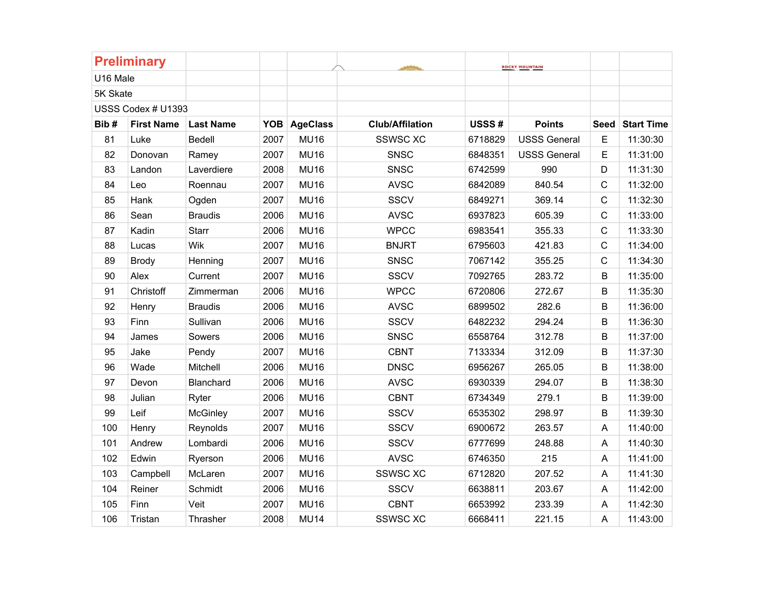**Preliminary**

U16 Male

5K Skate

USSS Codex # U1393

| Bib # | First Name | Last Name | YOB | AgeClass | Club/Affilation | USSS # | Points | Seed | Start Time |
|---|---|---|---|---|---|---|---|---|---|
| 81 | Luke | Bedell | 2007 | MU16 | SSWSC XC | 6718829 | USSS General | E | 11:30:30 |
| 82 | Donovan | Ramey | 2007 | MU16 | SNSC | 6848351 | USSS General | E | 11:31:00 |
| 83 | Landon | Laverdiere | 2008 | MU16 | SNSC | 6742599 | 990 | D | 11:31:30 |
| 84 | Leo | Roennau | 2007 | MU16 | AVSC | 6842089 | 840.54 | C | 11:32:00 |
| 85 | Hank | Ogden | 2007 | MU16 | SSCV | 6849271 | 369.14 | C | 11:32:30 |
| 86 | Sean | Braudis | 2006 | MU16 | AVSC | 6937823 | 605.39 | C | 11:33:00 |
| 87 | Kadin | Starr | 2006 | MU16 | WPCC | 6983541 | 355.33 | C | 11:33:30 |
| 88 | Lucas | Wik | 2007 | MU16 | BNJRT | 6795603 | 421.83 | C | 11:34:00 |
| 89 | Brody | Henning | 2007 | MU16 | SNSC | 7067142 | 355.25 | C | 11:34:30 |
| 90 | Alex | Current | 2007 | MU16 | SSCV | 7092765 | 283.72 | B | 11:35:00 |
| 91 | Christoff | Zimmerman | 2006 | MU16 | WPCC | 6720806 | 272.67 | B | 11:35:30 |
| 92 | Henry | Braudis | 2006 | MU16 | AVSC | 6899502 | 282.6 | B | 11:36:00 |
| 93 | Finn | Sullivan | 2006 | MU16 | SSCV | 6482232 | 294.24 | B | 11:36:30 |
| 94 | James | Sowers | 2006 | MU16 | SNSC | 6558764 | 312.78 | B | 11:37:00 |
| 95 | Jake | Pendy | 2007 | MU16 | CBNT | 7133334 | 312.09 | B | 11:37:30 |
| 96 | Wade | Mitchell | 2006 | MU16 | DNSC | 6956267 | 265.05 | B | 11:38:00 |
| 97 | Devon | Blanchard | 2006 | MU16 | AVSC | 6930339 | 294.07 | B | 11:38:30 |
| 98 | Julian | Ryter | 2006 | MU16 | CBNT | 6734349 | 279.1 | B | 11:39:00 |
| 99 | Leif | McGinley | 2007 | MU16 | SSCV | 6535302 | 298.97 | B | 11:39:30 |
| 100 | Henry | Reynolds | 2007 | MU16 | SSCV | 6900672 | 263.57 | A | 11:40:00 |
| 101 | Andrew | Lombardi | 2006 | MU16 | SSCV | 6777699 | 248.88 | A | 11:40:30 |
| 102 | Edwin | Ryerson | 2006 | MU16 | AVSC | 6746350 | 215 | A | 11:41:00 |
| 103 | Campbell | McLaren | 2007 | MU16 | SSWSC XC | 6712820 | 207.52 | A | 11:41:30 |
| 104 | Reiner | Schmidt | 2006 | MU16 | SSCV | 6638811 | 203.67 | A | 11:42:00 |
| 105 | Finn | Veit | 2007 | MU16 | CBNT | 6653992 | 233.39 | A | 11:42:30 |
| 106 | Tristan | Thrasher | 2008 | MU14 | SSWSC XC | 6668411 | 221.15 | A | 11:43:00 |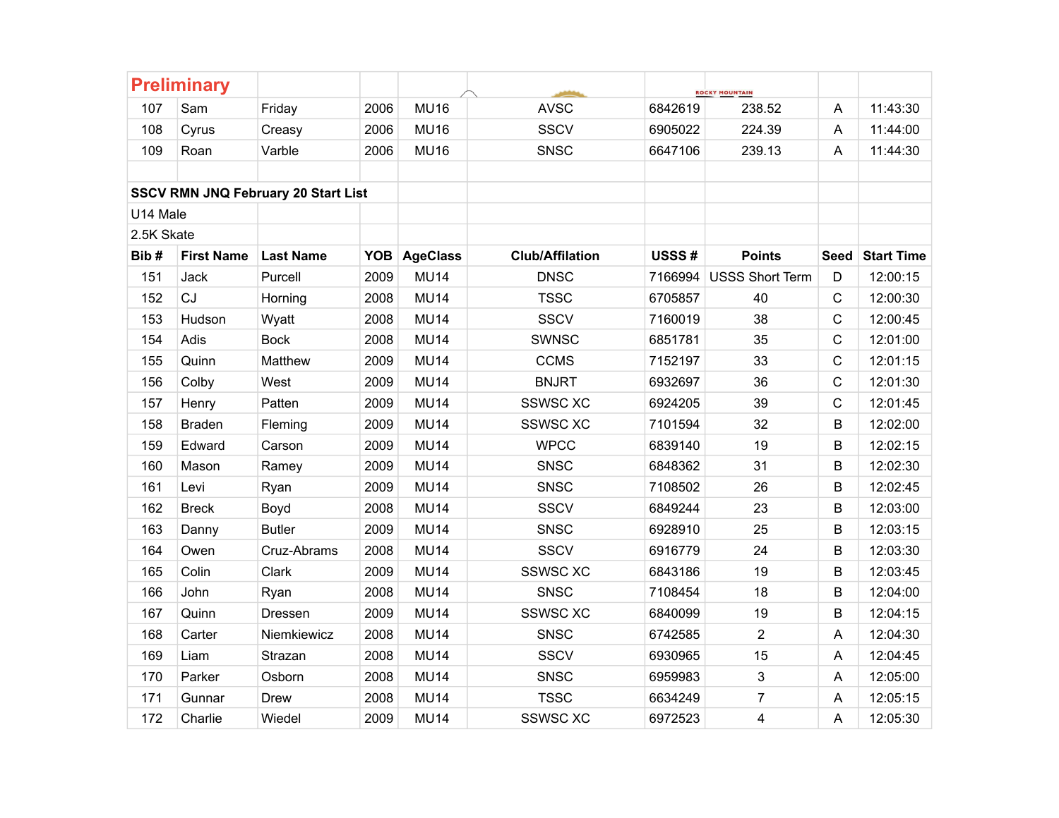**Preliminary**

| | | | | | | | | | |
|---|---|---|---|---|---|---|---|---|---|
| 107 | Sam | Friday | 2006 | MU16 | AVSC | 6842619 | 238.52 | A | 11:43:30 |
| 108 | Cyrus | Creasy | 2006 | MU16 | SSCV | 6905022 | 224.39 | A | 11:44:00 |
| 109 | Roan | Varble | 2006 | MU16 | SNSC | 6647106 | 239.13 | A | 11:44:30 |

**SSCV RMN JNQ February 20 Start List**

U14 Male

2.5K Skate

| Bib # | First Name | Last Name | YOB | AgeClass | Club/Affilation | USSS # | Points | Seed | Start Time |
|---|---|---|---|---|---|---|---|---|---|
| 151 | Jack | Purcell | 2009 | MU14 | DNSC | 7166994 | USSS Short Term | D | 12:00:15 |
| 152 | CJ | Horning | 2008 | MU14 | TSSC | 6705857 | 40 | C | 12:00:30 |
| 153 | Hudson | Wyatt | 2008 | MU14 | SSCV | 7160019 | 38 | C | 12:00:45 |
| 154 | Adis | Bock | 2008 | MU14 | SWNSC | 6851781 | 35 | C | 12:01:00 |
| 155 | Quinn | Matthew | 2009 | MU14 | CCMS | 7152197 | 33 | C | 12:01:15 |
| 156 | Colby | West | 2009 | MU14 | BNJRT | 6932697 | 36 | C | 12:01:30 |
| 157 | Henry | Patten | 2009 | MU14 | SSWSC XC | 6924205 | 39 | C | 12:01:45 |
| 158 | Braden | Fleming | 2009 | MU14 | SSWSC XC | 7101594 | 32 | B | 12:02:00 |
| 159 | Edward | Carson | 2009 | MU14 | WPCC | 6839140 | 19 | B | 12:02:15 |
| 160 | Mason | Ramey | 2009 | MU14 | SNSC | 6848362 | 31 | B | 12:02:30 |
| 161 | Levi | Ryan | 2009 | MU14 | SNSC | 7108502 | 26 | B | 12:02:45 |
| 162 | Breck | Boyd | 2008 | MU14 | SSCV | 6849244 | 23 | B | 12:03:00 |
| 163 | Danny | Butler | 2009 | MU14 | SNSC | 6928910 | 25 | B | 12:03:15 |
| 164 | Owen | Cruz-Abrams | 2008 | MU14 | SSCV | 6916779 | 24 | B | 12:03:30 |
| 165 | Colin | Clark | 2009 | MU14 | SSWSC XC | 6843186 | 19 | B | 12:03:45 |
| 166 | John | Ryan | 2008 | MU14 | SNSC | 7108454 | 18 | B | 12:04:00 |
| 167 | Quinn | Dressen | 2009 | MU14 | SSWSC XC | 6840099 | 19 | B | 12:04:15 |
| 168 | Carter | Niemkiewicz | 2008 | MU14 | SNSC | 6742585 | 2 | A | 12:04:30 |
| 169 | Liam | Strazan | 2008 | MU14 | SSCV | 6930965 | 15 | A | 12:04:45 |
| 170 | Parker | Osborn | 2008 | MU14 | SNSC | 6959983 | 3 | A | 12:05:00 |
| 171 | Gunnar | Drew | 2008 | MU14 | TSSC | 6634249 | 7 | A | 12:05:15 |
| 172 | Charlie | Wiedel | 2009 | MU14 | SSWSC XC | 6972523 | 4 | A | 12:05:30 |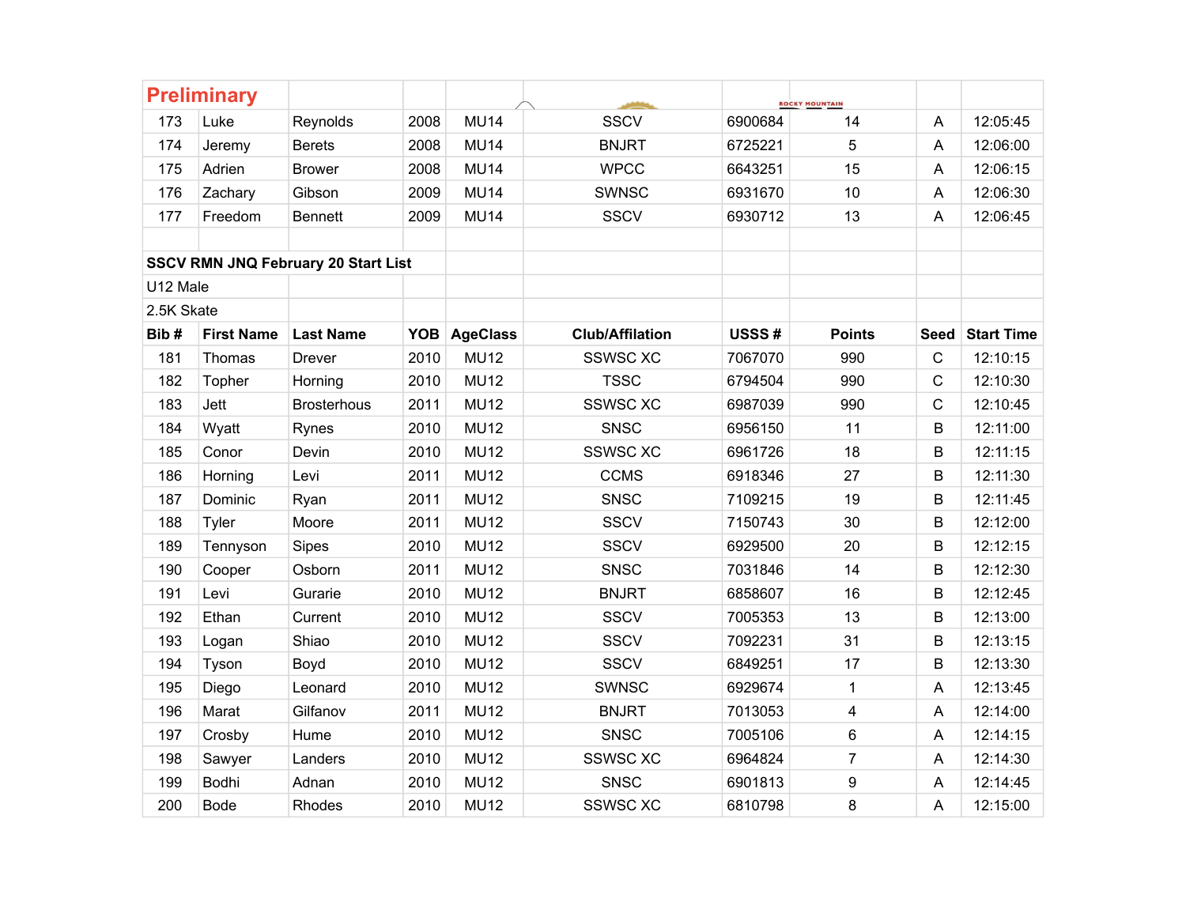**Preliminary**

| | | | | | | | | | |
|---|---|---|---|---|---|---|---|---|---|
| 173 | Luke | Reynolds | 2008 | MU14 | SSCV | 6900684 | 14 | A | 12:05:45 |
| 174 | Jeremy | Berets | 2008 | MU14 | BNJRT | 6725221 | 5 | A | 12:06:00 |
| 175 | Adrien | Brower | 2008 | MU14 | WPCC | 6643251 | 15 | A | 12:06:15 |
| 176 | Zachary | Gibson | 2009 | MU14 | SWNSC | 6931670 | 10 | A | 12:06:30 |
| 177 | Freedom | Bennett | 2009 | MU14 | SSCV | 6930712 | 13 | A | 12:06:45 |

**SSCV RMN JNQ February 20 Start List**

U12 Male

2.5K Skate

| Bib # | First Name | Last Name | YOB | AgeClass | Club/Affilation | USSS # | Points | Seed | Start Time |
|---|---|---|---|---|---|---|---|---|---|
| 181 | Thomas | Drever | 2010 | MU12 | SSWSC XC | 7067070 | 990 | C | 12:10:15 |
| 182 | Topher | Horning | 2010 | MU12 | TSSC | 6794504 | 990 | C | 12:10:30 |
| 183 | Jett | Brosterhous | 2011 | MU12 | SSWSC XC | 6987039 | 990 | C | 12:10:45 |
| 184 | Wyatt | Rynes | 2010 | MU12 | SNSC | 6956150 | 11 | B | 12:11:00 |
| 185 | Conor | Devin | 2010 | MU12 | SSWSC XC | 6961726 | 18 | B | 12:11:15 |
| 186 | Horning | Levi | 2011 | MU12 | CCMS | 6918346 | 27 | B | 12:11:30 |
| 187 | Dominic | Ryan | 2011 | MU12 | SNSC | 7109215 | 19 | B | 12:11:45 |
| 188 | Tyler | Moore | 2011 | MU12 | SSCV | 7150743 | 30 | B | 12:12:00 |
| 189 | Tennyson | Sipes | 2010 | MU12 | SSCV | 6929500 | 20 | B | 12:12:15 |
| 190 | Cooper | Osborn | 2011 | MU12 | SNSC | 7031846 | 14 | B | 12:12:30 |
| 191 | Levi | Gurarie | 2010 | MU12 | BNJRT | 6858607 | 16 | B | 12:12:45 |
| 192 | Ethan | Current | 2010 | MU12 | SSCV | 7005353 | 13 | B | 12:13:00 |
| 193 | Logan | Shiao | 2010 | MU12 | SSCV | 7092231 | 31 | B | 12:13:15 |
| 194 | Tyson | Boyd | 2010 | MU12 | SSCV | 6849251 | 17 | B | 12:13:30 |
| 195 | Diego | Leonard | 2010 | MU12 | SWNSC | 6929674 | 1 | A | 12:13:45 |
| 196 | Marat | Gilfanov | 2011 | MU12 | BNJRT | 7013053 | 4 | A | 12:14:00 |
| 197 | Crosby | Hume | 2010 | MU12 | SNSC | 7005106 | 6 | A | 12:14:15 |
| 198 | Sawyer | Landers | 2010 | MU12 | SSWSC XC | 6964824 | 7 | A | 12:14:30 |
| 199 | Bodhi | Adnan | 2010 | MU12 | SNSC | 6901813 | 9 | A | 12:14:45 |
| 200 | Bode | Rhodes | 2010 | MU12 | SSWSC XC | 6810798 | 8 | A | 12:15:00 |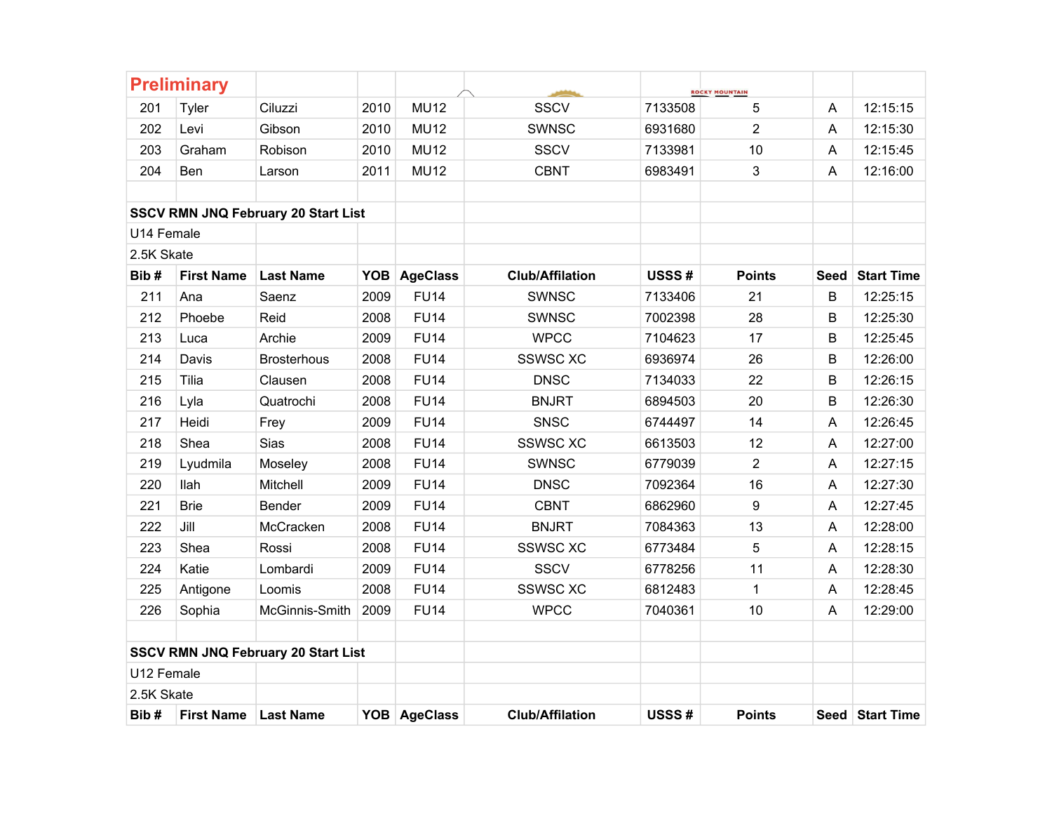**Preliminary**

| | | | | | | | | | |
|---|---|---|---|---|---|---|---|---|---|
| 201 | Tyler | Ciluzzi | 2010 | MU12 | SSCV | 7133508 | 5 | A | 12:15:15 |
| 202 | Levi | Gibson | 2010 | MU12 | SWNSC | 6931680 | 2 | A | 12:15:30 |
| 203 | Graham | Robison | 2010 | MU12 | SSCV | 7133981 | 10 | A | 12:15:45 |
| 204 | Ben | Larson | 2011 | MU12 | CBNT | 6983491 | 3 | A | 12:16:00 |

**SSCV RMN JNQ February 20 Start List**

U14 Female

2.5K Skate

| Bib # | First Name | Last Name | YOB | AgeClass | Club/Affilation | USSS # | Points | Seed | Start Time |
|---|---|---|---|---|---|---|---|---|---|
| 211 | Ana | Saenz | 2009 | FU14 | SWNSC | 7133406 | 21 | B | 12:25:15 |
| 212 | Phoebe | Reid | 2008 | FU14 | SWNSC | 7002398 | 28 | B | 12:25:30 |
| 213 | Luca | Archie | 2009 | FU14 | WPCC | 7104623 | 17 | B | 12:25:45 |
| 214 | Davis | Brosterhous | 2008 | FU14 | SSWSC XC | 6936974 | 26 | B | 12:26:00 |
| 215 | Tilia | Clausen | 2008 | FU14 | DNSC | 7134033 | 22 | B | 12:26:15 |
| 216 | Lyla | Quatrochi | 2008 | FU14 | BNJRT | 6894503 | 20 | B | 12:26:30 |
| 217 | Heidi | Frey | 2009 | FU14 | SNSC | 6744497 | 14 | A | 12:26:45 |
| 218 | Shea | Sias | 2008 | FU14 | SSWSC XC | 6613503 | 12 | A | 12:27:00 |
| 219 | Lyudmila | Moseley | 2008 | FU14 | SWNSC | 6779039 | 2 | A | 12:27:15 |
| 220 | Ilah | Mitchell | 2009 | FU14 | DNSC | 7092364 | 16 | A | 12:27:30 |
| 221 | Brie | Bender | 2009 | FU14 | CBNT | 6862960 | 9 | A | 12:27:45 |
| 222 | Jill | McCracken | 2008 | FU14 | BNJRT | 7084363 | 13 | A | 12:28:00 |
| 223 | Shea | Rossi | 2008 | FU14 | SSWSC XC | 6773484 | 5 | A | 12:28:15 |
| 224 | Katie | Lombardi | 2009 | FU14 | SSCV | 6778256 | 11 | A | 12:28:30 |
| 225 | Antigone | Loomis | 2008 | FU14 | SSWSC XC | 6812483 | 1 | A | 12:28:45 |
| 226 | Sophia | McGinnis-Smith | 2009 | FU14 | WPCC | 7040361 | 10 | A | 12:29:00 |

**SSCV RMN JNQ February 20 Start List**

U12 Female

2.5K Skate

| Bib # | First Name | Last Name | YOB | AgeClass | Club/Affilation | USSS # | Points | Seed | Start Time |
|---|---|---|---|---|---|---|---|---|---|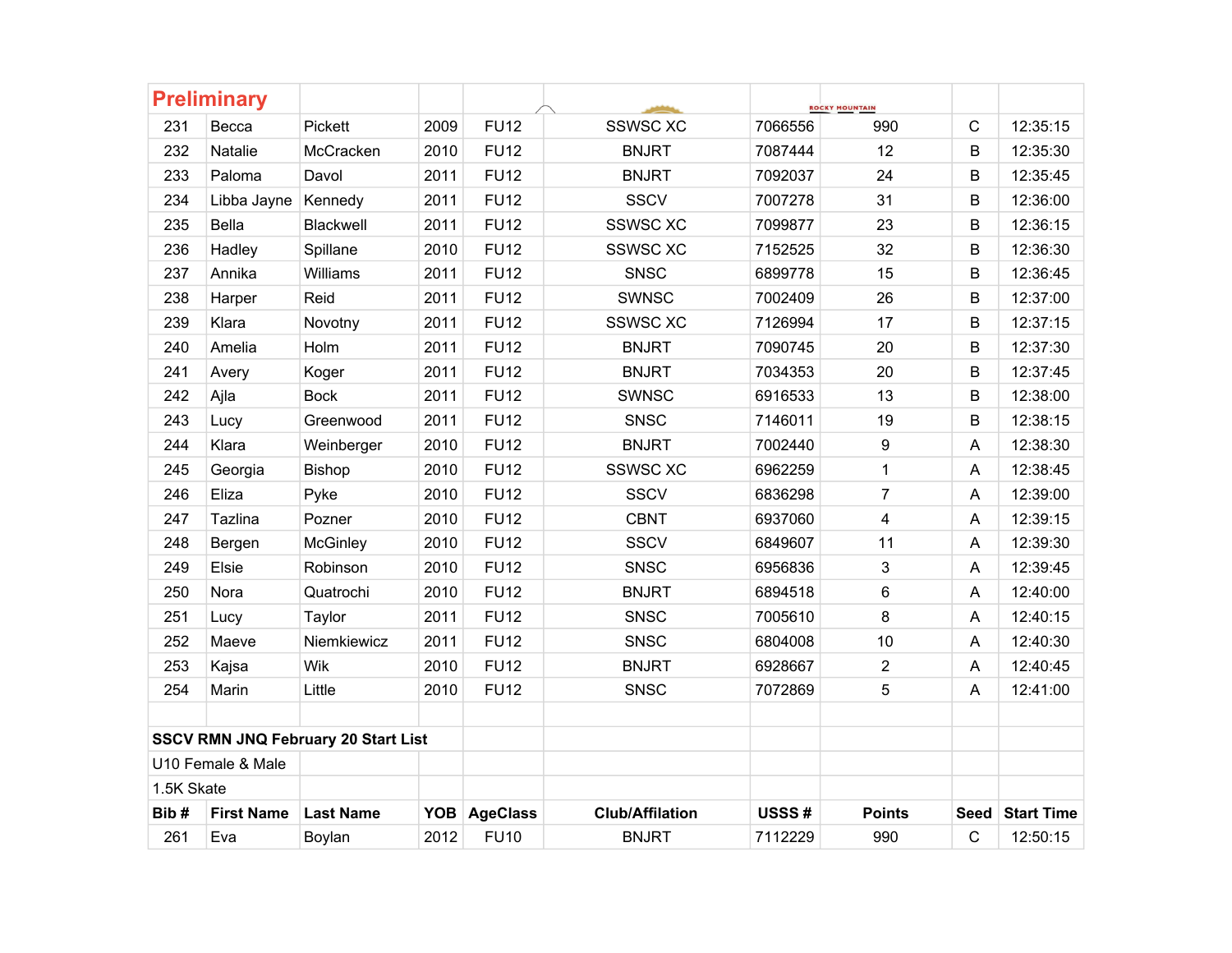**Preliminary**

| | | | | | | | | | |
|---|---|---|---|---|---|---|---|---|---|
| 231 | Becca | Pickett | 2009 | FU12 | SSWSC XC | 7066556 | 990 | C | 12:35:15 |
| 232 | Natalie | McCracken | 2010 | FU12 | BNJRT | 7087444 | 12 | B | 12:35:30 |
| 233 | Paloma | Davol | 2011 | FU12 | BNJRT | 7092037 | 24 | B | 12:35:45 |
| 234 | Libba Jayne | Kennedy | 2011 | FU12 | SSCV | 7007278 | 31 | B | 12:36:00 |
| 235 | Bella | Blackwell | 2011 | FU12 | SSWSC XC | 7099877 | 23 | B | 12:36:15 |
| 236 | Hadley | Spillane | 2010 | FU12 | SSWSC XC | 7152525 | 32 | B | 12:36:30 |
| 237 | Annika | Williams | 2011 | FU12 | SNSC | 6899778 | 15 | B | 12:36:45 |
| 238 | Harper | Reid | 2011 | FU12 | SWNSC | 7002409 | 26 | B | 12:37:00 |
| 239 | Klara | Novotny | 2011 | FU12 | SSWSC XC | 7126994 | 17 | B | 12:37:15 |
| 240 | Amelia | Holm | 2011 | FU12 | BNJRT | 7090745 | 20 | B | 12:37:30 |
| 241 | Avery | Koger | 2011 | FU12 | BNJRT | 7034353 | 20 | B | 12:37:45 |
| 242 | Ajla | Bock | 2011 | FU12 | SWNSC | 6916533 | 13 | B | 12:38:00 |
| 243 | Lucy | Greenwood | 2011 | FU12 | SNSC | 7146011 | 19 | B | 12:38:15 |
| 244 | Klara | Weinberger | 2010 | FU12 | BNJRT | 7002440 | 9 | A | 12:38:30 |
| 245 | Georgia | Bishop | 2010 | FU12 | SSWSC XC | 6962259 | 1 | A | 12:38:45 |
| 246 | Eliza | Pyke | 2010 | FU12 | SSCV | 6836298 | 7 | A | 12:39:00 |
| 247 | Tazlina | Pozner | 2010 | FU12 | CBNT | 6937060 | 4 | A | 12:39:15 |
| 248 | Bergen | McGinley | 2010 | FU12 | SSCV | 6849607 | 11 | A | 12:39:30 |
| 249 | Elsie | Robinson | 2010 | FU12 | SNSC | 6956836 | 3 | A | 12:39:45 |
| 250 | Nora | Quatrochi | 2010 | FU12 | BNJRT | 6894518 | 6 | A | 12:40:00 |
| 251 | Lucy | Taylor | 2011 | FU12 | SNSC | 7005610 | 8 | A | 12:40:15 |
| 252 | Maeve | Niemkiewicz | 2011 | FU12 | SNSC | 6804008 | 10 | A | 12:40:30 |
| 253 | Kajsa | Wik | 2010 | FU12 | BNJRT | 6928667 | 2 | A | 12:40:45 |
| 254 | Marin | Little | 2010 | FU12 | SNSC | 7072869 | 5 | A | 12:41:00 |

**SSCV RMN JNQ February 20 Start List**

U10 Female & Male

1.5K Skate

| Bib # | First Name | Last Name | YOB | AgeClass | Club/Affilation | USSS # | Points | Seed | Start Time |
|---|---|---|---|---|---|---|---|---|---|
| 261 | Eva | Boylan | 2012 | FU10 | BNJRT | 7112229 | 990 | C | 12:50:15 |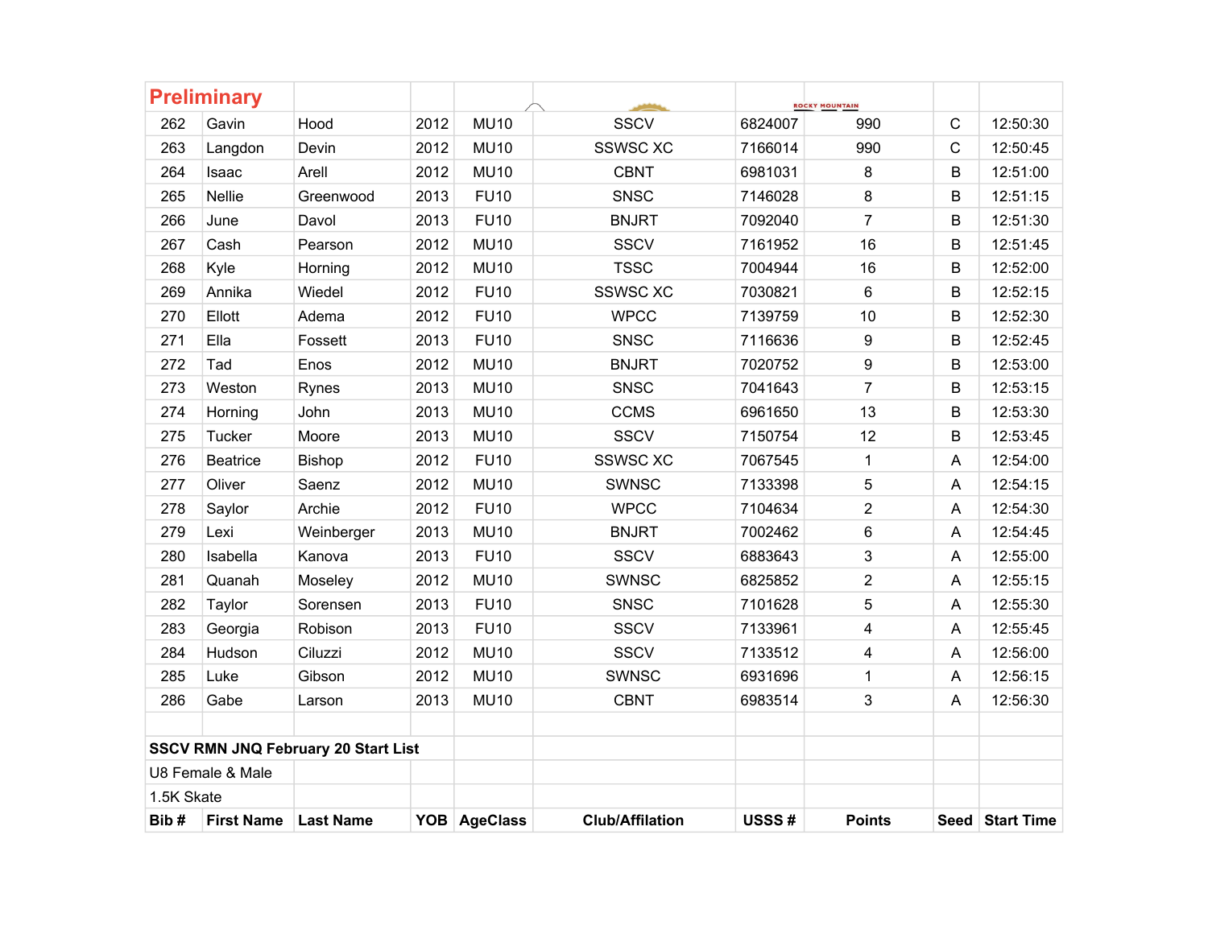**Preliminary**

| | | | | | | | | | |
|---|---|---|---|---|---|---|---|---|---|
| 262 | Gavin | Hood | 2012 | MU10 | SSCV | 6824007 | 990 | C | 12:50:30 |
| 263 | Langdon | Devin | 2012 | MU10 | SSWSC XC | 7166014 | 990 | C | 12:50:45 |
| 264 | Isaac | Arell | 2012 | MU10 | CBNT | 6981031 | 8 | B | 12:51:00 |
| 265 | Nellie | Greenwood | 2013 | FU10 | SNSC | 7146028 | 8 | B | 12:51:15 |
| 266 | June | Davol | 2013 | FU10 | BNJRT | 7092040 | 7 | B | 12:51:30 |
| 267 | Cash | Pearson | 2012 | MU10 | SSCV | 7161952 | 16 | B | 12:51:45 |
| 268 | Kyle | Horning | 2012 | MU10 | TSSC | 7004944 | 16 | B | 12:52:00 |
| 269 | Annika | Wiedel | 2012 | FU10 | SSWSC XC | 7030821 | 6 | B | 12:52:15 |
| 270 | Ellott | Adema | 2012 | FU10 | WPCC | 7139759 | 10 | B | 12:52:30 |
| 271 | Ella | Fossett | 2013 | FU10 | SNSC | 7116636 | 9 | B | 12:52:45 |
| 272 | Tad | Enos | 2012 | MU10 | BNJRT | 7020752 | 9 | B | 12:53:00 |
| 273 | Weston | Rynes | 2013 | MU10 | SNSC | 7041643 | 7 | B | 12:53:15 |
| 274 | Horning | John | 2013 | MU10 | CCMS | 6961650 | 13 | B | 12:53:30 |
| 275 | Tucker | Moore | 2013 | MU10 | SSCV | 7150754 | 12 | B | 12:53:45 |
| 276 | Beatrice | Bishop | 2012 | FU10 | SSWSC XC | 7067545 | 1 | A | 12:54:00 |
| 277 | Oliver | Saenz | 2012 | MU10 | SWNSC | 7133398 | 5 | A | 12:54:15 |
| 278 | Saylor | Archie | 2012 | FU10 | WPCC | 7104634 | 2 | A | 12:54:30 |
| 279 | Lexi | Weinberger | 2013 | MU10 | BNJRT | 7002462 | 6 | A | 12:54:45 |
| 280 | Isabella | Kanova | 2013 | FU10 | SSCV | 6883643 | 3 | A | 12:55:00 |
| 281 | Quanah | Moseley | 2012 | MU10 | SWNSC | 6825852 | 2 | A | 12:55:15 |
| 282 | Taylor | Sorensen | 2013 | FU10 | SNSC | 7101628 | 5 | A | 12:55:30 |
| 283 | Georgia | Robison | 2013 | FU10 | SSCV | 7133961 | 4 | A | 12:55:45 |
| 284 | Hudson | Ciluzzi | 2012 | MU10 | SSCV | 7133512 | 4 | A | 12:56:00 |
| 285 | Luke | Gibson | 2012 | MU10 | SWNSC | 6931696 | 1 | A | 12:56:15 |
| 286 | Gabe | Larson | 2013 | MU10 | CBNT | 6983514 | 3 | A | 12:56:30 |

**SSCV RMN JNQ February 20 Start List**

U8 Female & Male

1.5K Skate

| Bib # | First Name | Last Name | YOB | AgeClass | Club/Affilation | USSS # | Points | Seed | Start Time |
|---|---|---|---|---|---|---|---|---|---|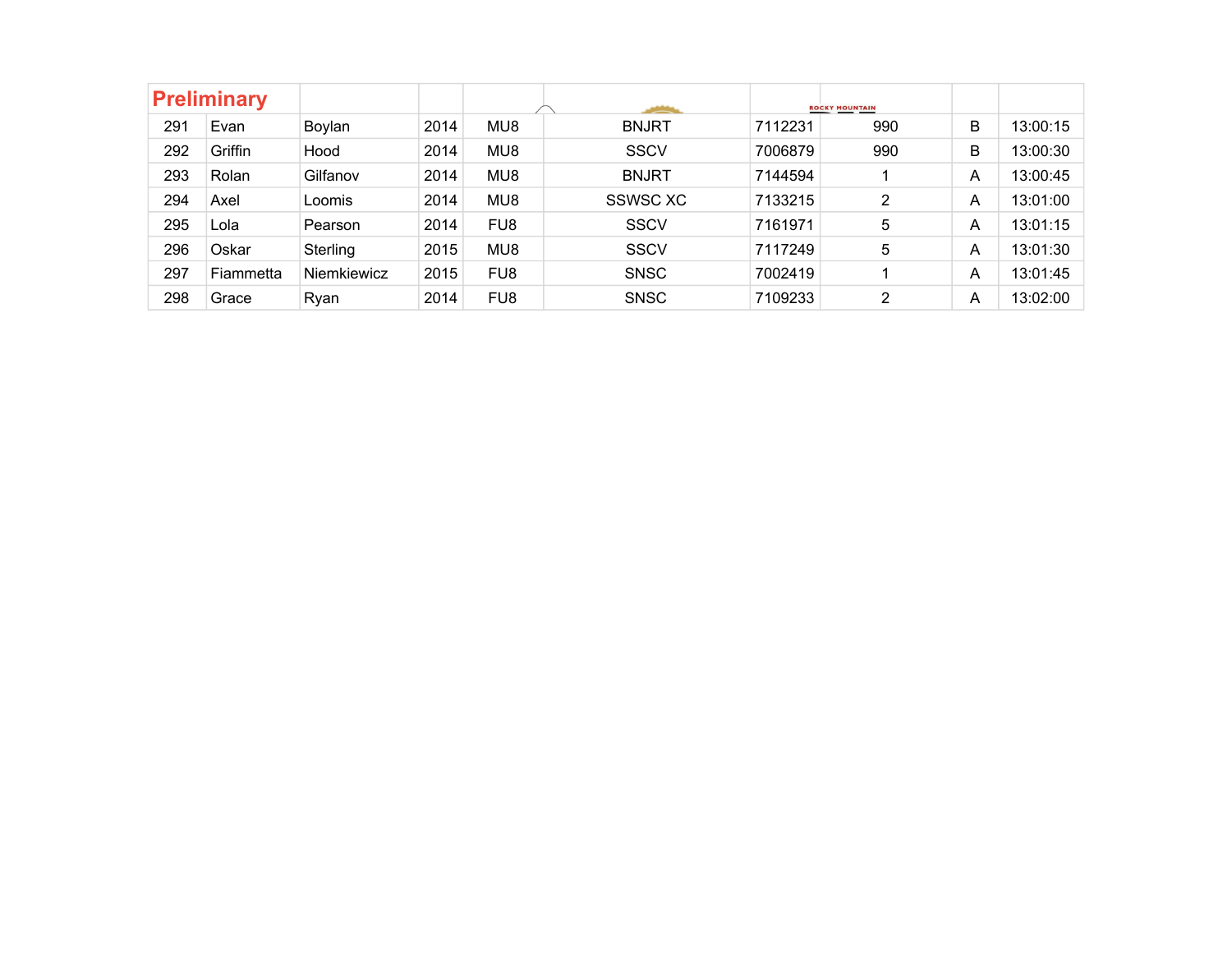| Preliminary | | | | | | | | | |
|---|---|---|---|---|---|---|---|---|---|
| 291 | Evan | Boylan | 2014 | MU8 | BNJRT | 7112231 | 990 | B | 13:00:15 |
| 292 | Griffin | Hood | 2014 | MU8 | SSCV | 7006879 | 990 | B | 13:00:30 |
| 293 | Rolan | Gilfanov | 2014 | MU8 | BNJRT | 7144594 | 1 | A | 13:00:45 |
| 294 | Axel | Loomis | 2014 | MU8 | SSWSC XC | 7133215 | 2 | A | 13:01:00 |
| 295 | Lola | Pearson | 2014 | FU8 | SSCV | 7161971 | 5 | A | 13:01:15 |
| 296 | Oskar | Sterling | 2015 | MU8 | SSCV | 7117249 | 5 | A | 13:01:30 |
| 297 | Fiammetta | Niemkiewicz | 2015 | FU8 | SNSC | 7002419 | 1 | A | 13:01:45 |
| 298 | Grace | Ryan | 2014 | FU8 | SNSC | 7109233 | 2 | A | 13:02:00 |